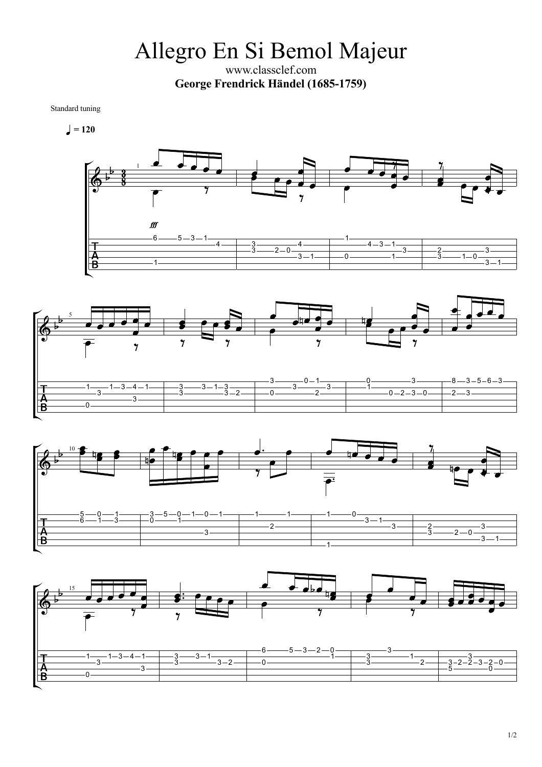# Allegro En Si Bemol Majeur

www.classclef.com

**George Frendrick Händel (1685-1759)**

Standard tuning

♩ = 120